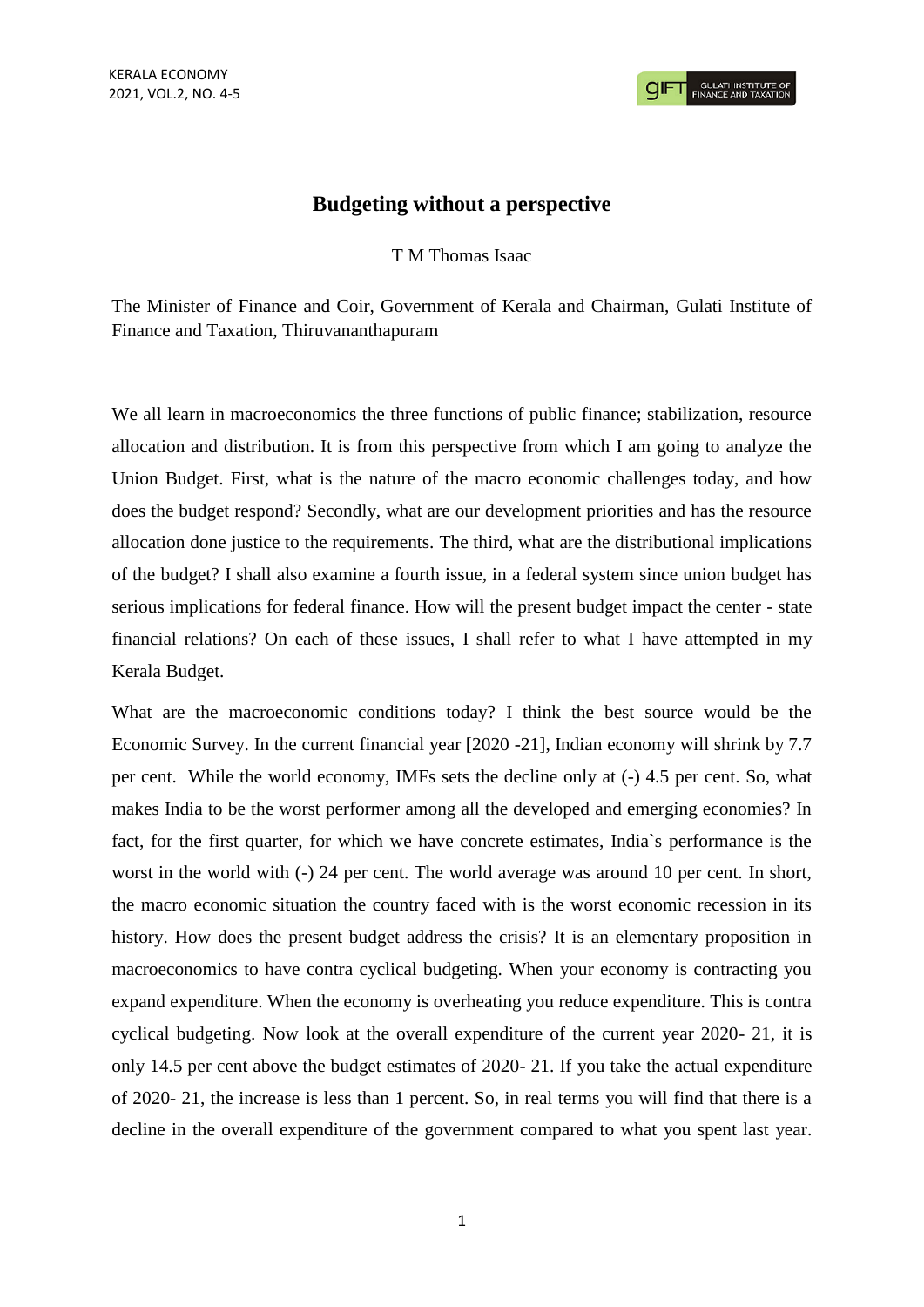# Budgeting without a perspective

T M Thomas Isaac

The Minister of Finance and Coir, Government of Kerala and Chairman, Gulati Institute of Finance and Taxation, Thiruvananthapuram

We all learn in macroeconomics the three functions of public finance; stabilization, resource allocation and distribution. It is from this perspective from which I am going to analyze the Union Budget. First, what is the nature of the macro economic challenges today, and how does the budget respond? Secondly, what are our development priorities and has the resource allocation done justice to the requirements. The third, what are the distributional implications of the budget? I shall also examine a fourth issue, in a federal system since union budget has serious implications for federal finance. How will the present budget impact the center - state financial relations? On each of these issues, I shall refer to what I have attempted in my Kerala Budget.

What are the macroeconomic conditions today? I think the best source would be the Economic Survey. In the current financial year [2020 -21], Indian economy will shrink by 7.7 per cent. While the world economy, IMFs sets the decline only at (-) 4.5 per cent. So, what makes India to be the worst performer among all the developed and emerging economies? In fact, for the first quarter, for which we have concrete estimates, India`s performance is the worst in the world with (-) 24 per cent. The world average was around 10 per cent. In short, the macro economic situation the country faced with is the worst economic recession in its history. How does the present budget address the crisis? It is an elementary proposition in macroeconomics to have contra cyclical budgeting. When your economy is contracting you expand expenditure. When the economy is overheating you reduce expenditure. This is contra cyclical budgeting. Now look at the overall expenditure of the current year 2020- 21, it is only 14.5 per cent above the budget estimates of 2020- 21. If you take the actual expenditure of 2020- 21, the increase is less than 1 percent. So, in real terms you will find that there is a decline in the overall expenditure of the government compared to what you spent last year.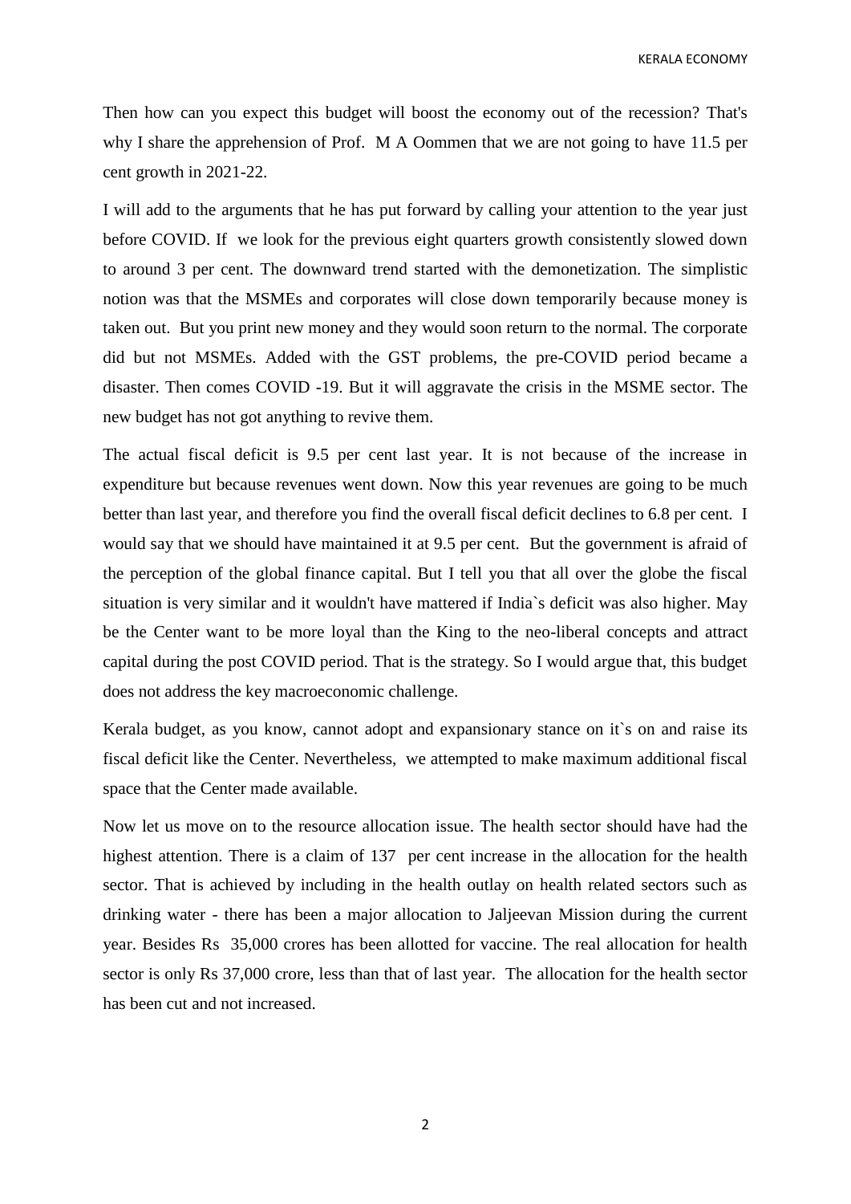Then how can you expect this budget will boost the economy out of the recession? That's why I share the apprehension of Prof. M A Oommen that we are not going to have 11.5 per cent growth in 2021-22.

I will add to the arguments that he has put forward by calling your attention to the year just before COVID. If we look for the previous eight quarters growth consistently slowed down to around 3 per cent. The downward trend started with the demonetization. The simplistic notion was that the MSMEs and corporates will close down temporarily because money is taken out. But you print new money and they would soon return to the normal. The corporate did but not MSMEs. Added with the GST problems, the pre-COVID period became a disaster. Then comes COVID -19. But it will aggravate the crisis in the MSME sector. The new budget has not got anything to revive them.

The actual fiscal deficit is 9.5 per cent last year. It is not because of the increase in expenditure but because revenues went down. Now this year revenues are going to be much better than last year, and therefore you find the overall fiscal deficit declines to 6.8 per cent. I would say that we should have maintained it at 9.5 per cent. But the government is afraid of the perception of the global finance capital. But I tell you that all over the globe the fiscal situation is very similar and it wouldn't have mattered if India`s deficit was also higher. May be the Center want to be more loyal than the King to the neo-liberal concepts and attract capital during the post COVID period. That is the strategy. So I would argue that, this budget does not address the key macroeconomic challenge.

Kerala budget, as you know, cannot adopt and expansionary stance on it`s on and raise its fiscal deficit like the Center. Nevertheless, we attempted to make maximum additional fiscal space that the Center made available.

Now let us move on to the resource allocation issue. The health sector should have had the highest attention. There is a claim of 137 per cent increase in the allocation for the health sector. That is achieved by including in the health outlay on health related sectors such as drinking water - there has been a major allocation to Jaljeevan Mission during the current year. Besides Rs 35,000 crores has been allotted for vaccine. The real allocation for health sector is only Rs 37,000 crore, less than that of last year. The allocation for the health sector has been cut and not increased.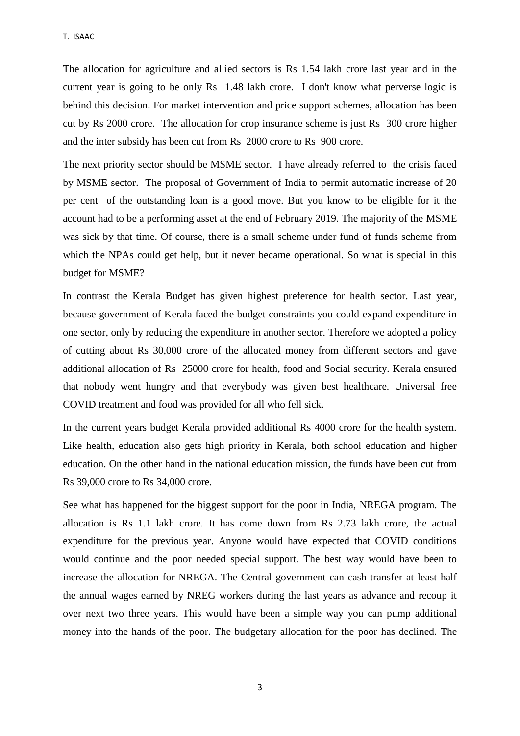The allocation for agriculture and allied sectors is Rs 1.54 lakh crore last year and in the current year is going to be only Rs 1.48 lakh crore. I don't know what perverse logic is behind this decision. For market intervention and price support schemes, allocation has been cut by Rs 2000 crore. The allocation for crop insurance scheme is just Rs 300 crore higher and the inter subsidy has been cut from Rs 2000 crore to Rs 900 crore.

The next priority sector should be MSME sector. I have already referred to the crisis faced by MSME sector. The proposal of Government of India to permit automatic increase of 20 per cent of the outstanding loan is a good move. But you know to be eligible for it the account had to be a performing asset at the end of February 2019. The majority of the MSME was sick by that time. Of course, there is a small scheme under fund of funds scheme from which the NPAs could get help, but it never became operational. So what is special in this budget for MSME?

In contrast the Kerala Budget has given highest preference for health sector. Last year, because government of Kerala faced the budget constraints you could expand expenditure in one sector, only by reducing the expenditure in another sector. Therefore we adopted a policy of cutting about Rs 30,000 crore of the allocated money from different sectors and gave additional allocation of Rs 25000 crore for health, food and Social security. Kerala ensured that nobody went hungry and that everybody was given best healthcare. Universal free COVID treatment and food was provided for all who fell sick.

In the current years budget Kerala provided additional Rs 4000 crore for the health system. Like health, education also gets high priority in Kerala, both school education and higher education. On the other hand in the national education mission, the funds have been cut from Rs 39,000 crore to Rs 34,000 crore.

See what has happened for the biggest support for the poor in India, NREGA program. The allocation is Rs 1.1 lakh crore. It has come down from Rs 2.73 lakh crore, the actual expenditure for the previous year. Anyone would have expected that COVID conditions would continue and the poor needed special support. The best way would have been to increase the allocation for NREGA. The Central government can cash transfer at least half the annual wages earned by NREG workers during the last years as advance and recoup it over next two three years. This would have been a simple way you can pump additional money into the hands of the poor. The budgetary allocation for the poor has declined. The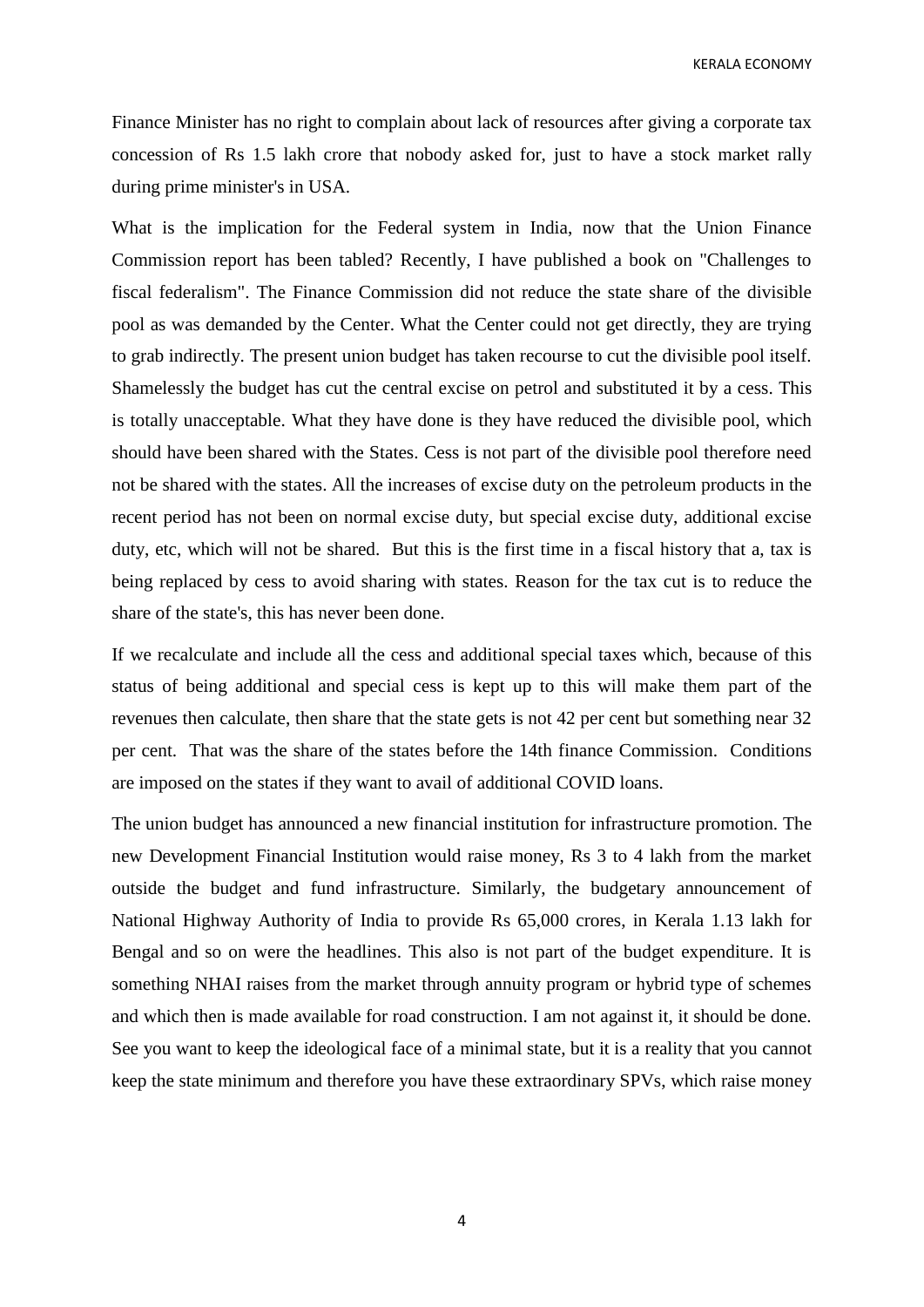Finance Minister has no right to complain about lack of resources after giving a corporate tax concession of Rs 1.5 lakh crore that nobody asked for, just to have a stock market rally during prime minister's in USA.

What is the implication for the Federal system in India, now that the Union Finance Commission report has been tabled? Recently, I have published a book on "Challenges to fiscal federalism". The Finance Commission did not reduce the state share of the divisible pool as was demanded by the Center. What the Center could not get directly, they are trying to grab indirectly. The present union budget has taken recourse to cut the divisible pool itself. Shamelessly the budget has cut the central excise on petrol and substituted it by a cess. This is totally unacceptable. What they have done is they have reduced the divisible pool, which should have been shared with the States. Cess is not part of the divisible pool therefore need not be shared with the states. All the increases of excise duty on the petroleum products in the recent period has not been on normal excise duty, but special excise duty, additional excise duty, etc, which will not be shared. But this is the first time in a fiscal history that a, tax is being replaced by cess to avoid sharing with states. Reason for the tax cut is to reduce the share of the state's, this has never been done.

If we recalculate and include all the cess and additional special taxes which, because of this status of being additional and special cess is kept up to this will make them part of the revenues then calculate, then share that the state gets is not 42 per cent but something near 32 per cent. That was the share of the states before the 14th finance Commission. Conditions are imposed on the states if they want to avail of additional COVID loans.

The union budget has announced a new financial institution for infrastructure promotion. The new Development Financial Institution would raise money, Rs 3 to 4 lakh from the market outside the budget and fund infrastructure. Similarly, the budgetary announcement of National Highway Authority of India to provide Rs 65,000 crores, in Kerala 1.13 lakh for Bengal and so on were the headlines. This also is not part of the budget expenditure. It is something NHAI raises from the market through annuity program or hybrid type of schemes and which then is made available for road construction. I am not against it, it should be done. See you want to keep the ideological face of a minimal state, but it is a reality that you cannot keep the state minimum and therefore you have these extraordinary SPVs, which raise money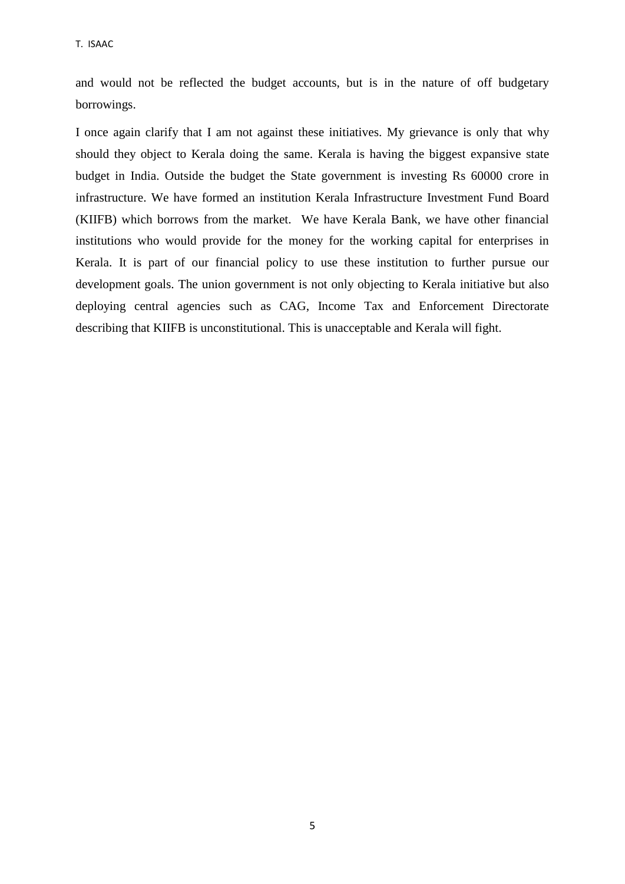and would not be reflected the budget accounts, but is in the nature of off budgetary borrowings.

I once again clarify that I am not against these initiatives. My grievance is only that why should they object to Kerala doing the same. Kerala is having the biggest expansive state budget in India. Outside the budget the State government is investing Rs 60000 crore in infrastructure. We have formed an institution Kerala Infrastructure Investment Fund Board (KIIFB) which borrows from the market. We have Kerala Bank, we have other financial institutions who would provide for the money for the working capital for enterprises in Kerala. It is part of our financial policy to use these institution to further pursue our development goals. The union government is not only objecting to Kerala initiative but also deploying central agencies such as CAG, Income Tax and Enforcement Directorate describing that KIIFB is unconstitutional. This is unacceptable and Kerala will fight.